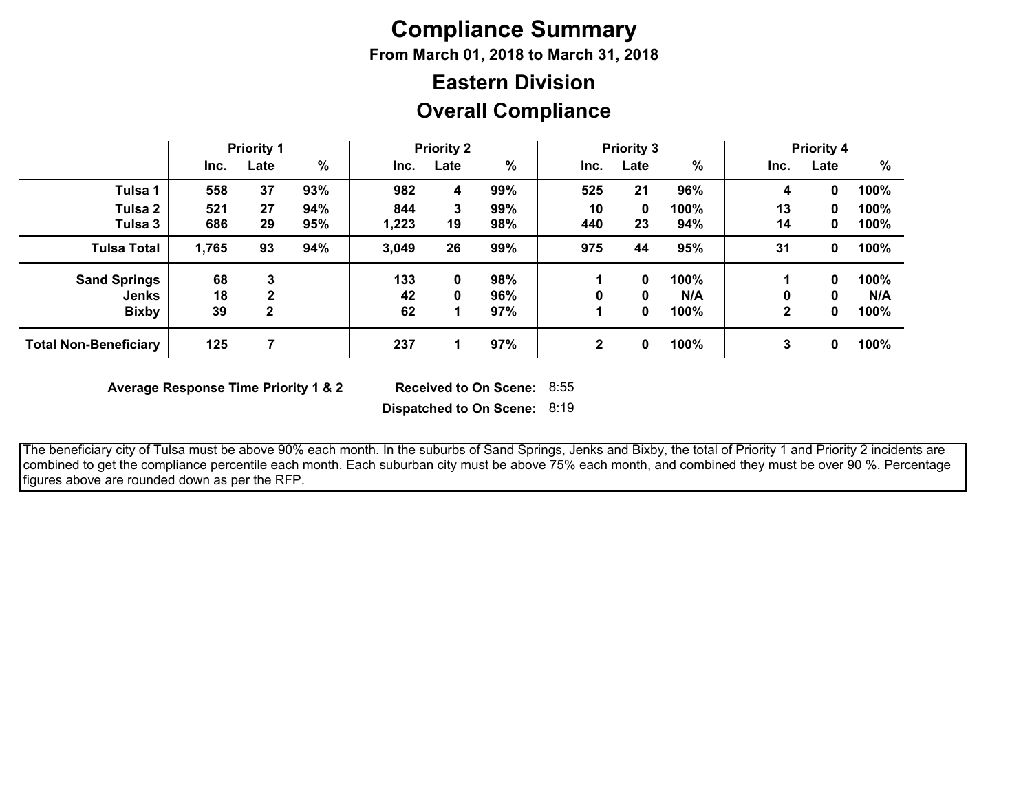# Compliance Summary

**From March 01, 2018 to March 31, 2018**

## Eastern Division

## Overall Compliance

| | Priority 1 | | | Priority 2 | | | Priority 3 | | | Priority 4 | | |
|---|---|---|---|---|---|---|---|---|---|---|---|---|
| | Inc. | Late | % | Inc. | Late | % | Inc. | Late | % | Inc. | Late | % |
| **Tulsa 1** | 558 | 37 | 93% | 982 | 4 | 99% | 525 | 21 | 96% | 4 | 0 | 100% |
| **Tulsa 2** | 521 | 27 | 94% | 844 | 3 | 99% | 10 | 0 | 100% | 13 | 0 | 100% |
| **Tulsa 3** | 686 | 29 | 95% | 1,223 | 19 | 98% | 440 | 23 | 94% | 14 | 0 | 100% |
| **Tulsa Total** | 1,765 | 93 | 94% | 3,049 | 26 | 99% | 975 | 44 | 95% | 31 | 0 | 100% |
| **Sand Springs** | 68 | 3 | | 133 | 0 | 98% | 1 | 0 | 100% | 1 | 0 | 100% |
| **Jenks** | 18 | 2 | | 42 | 0 | 96% | 0 | 0 | N/A | 0 | 0 | N/A |
| **Bixby** | 39 | 2 | | 62 | 1 | 97% | 1 | 0 | 100% | 2 | 0 | 100% |
| **Total Non-Beneficiary** | 125 | 7 | | 237 | 1 | 97% | 2 | 0 | 100% | 3 | 0 | 100% |

**Average Response Time Priority 1 & 2**

**Received to On Scene:** 8:55

**Dispatched to On Scene:** 8:19

The beneficiary city of Tulsa must be above 90% each month. In the suburbs of Sand Springs, Jenks and Bixby, the total of Priority 1 and Priority 2 incidents are combined to get the compliance percentile each month. Each suburban city must be above 75% each month, and combined they must be over 90 %. Percentage figures above are rounded down as per the RFP.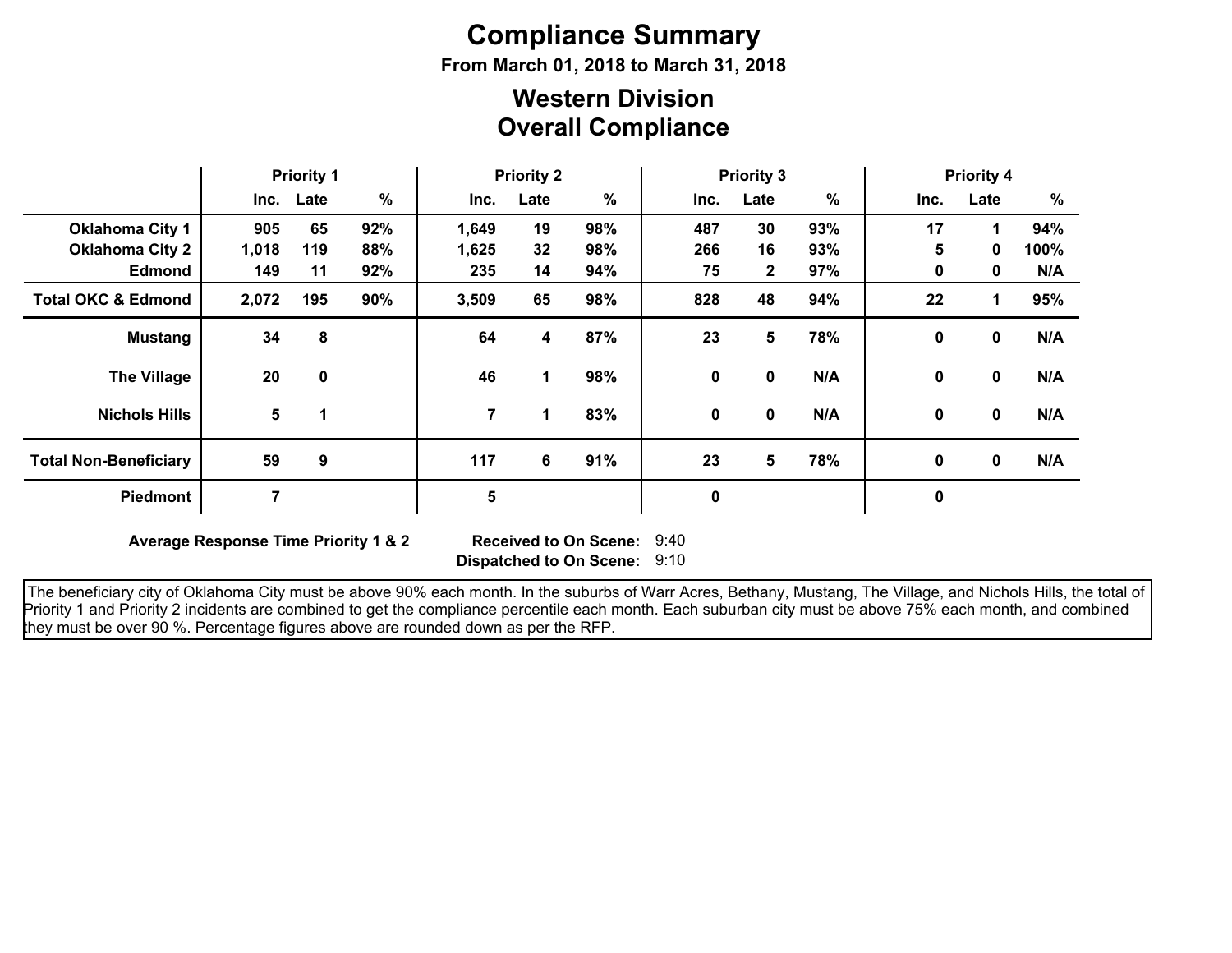# Compliance Summary

**From March 01, 2018 to March 31, 2018**

## Western Division
## Overall Compliance

| | Priority 1 | | | Priority 2 | | | Priority 3 | | | Priority 4 | | |
|---|---|---|---|---|---|---|---|---|---|---|---|---|
| | Inc. | Late | % | Inc. | Late | % | Inc. | Late | % | Inc. | Late | % |
| **Oklahoma City 1** | 905 | 65 | 92% | 1,649 | 19 | 98% | 487 | 30 | 93% | 17 | 1 | 94% |
| **Oklahoma City 2** | 1,018 | 119 | 88% | 1,625 | 32 | 98% | 266 | 16 | 93% | 5 | 0 | 100% |
| **Edmond** | 149 | 11 | 92% | 235 | 14 | 94% | 75 | 2 | 97% | 0 | 0 | N/A |
| **Total OKC & Edmond** | 2,072 | 195 | 90% | 3,509 | 65 | 98% | 828 | 48 | 94% | 22 | 1 | 95% |
| **Mustang** | 34 | 8 | | 64 | 4 | 87% | 23 | 5 | 78% | 0 | 0 | N/A |
| **The Village** | 20 | 0 | | 46 | 1 | 98% | 0 | 0 | N/A | 0 | 0 | N/A |
| **Nichols Hills** | 5 | 1 | | 7 | 1 | 83% | 0 | 0 | N/A | 0 | 0 | N/A |
| **Total Non-Beneficiary** | 59 | 9 | | 117 | 6 | 91% | 23 | 5 | 78% | 0 | 0 | N/A |
| **Piedmont** | 7 | | | 5 | | | 0 | | | 0 | | |

**Average Response Time Priority 1 & 2**

**Received to On Scene:** 9:40
**Dispatched to On Scene:** 9:10

The beneficiary city of Oklahoma City must be above 90% each month. In the suburbs of Warr Acres, Bethany, Mustang, The Village, and Nichols Hills, the total of Priority 1 and Priority 2 incidents are combined to get the compliance percentile each month. Each suburban city must be above 75% each month, and combined they must be over 90 %. Percentage figures above are rounded down as per the RFP.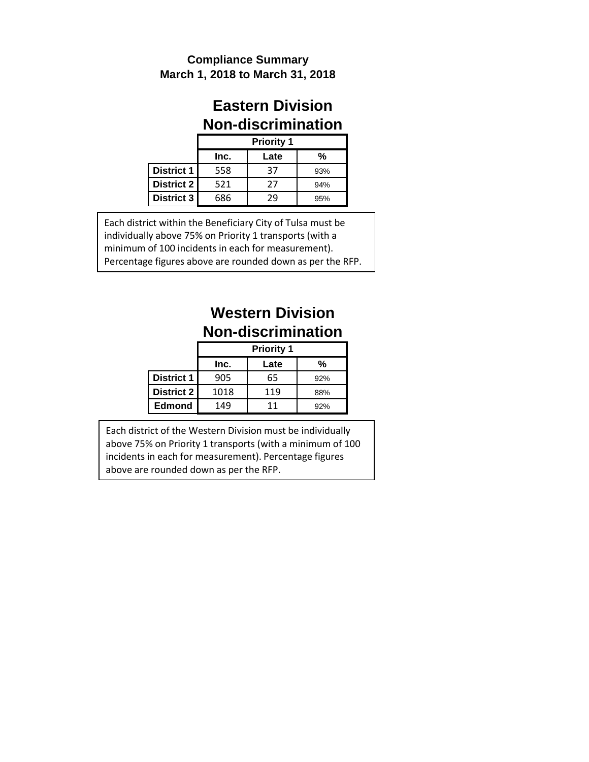**Compliance Summary**
**March 1, 2018 to March 31, 2018**

## Eastern Division
## Non-discrimination

| | Priority 1 | | |
|---|---|---|---|
| | **Inc.** | **Late** | **%** |
| **District 1** | 558 | 37 | 93% |
| **District 2** | 521 | 27 | 94% |
| **District 3** | 686 | 29 | 95% |

Each district within the Beneficiary City of Tulsa must be individually above 75% on Priority 1 transports (with a minimum of 100 incidents in each for measurement). Percentage figures above are rounded down as per the RFP.

## Western Division
## Non-discrimination

| | Priority 1 | | |
|---|---|---|---|
| | **Inc.** | **Late** | **%** |
| **District 1** | 905 | 65 | 92% |
| **District 2** | 1018 | 119 | 88% |
| **Edmond** | 149 | 11 | 92% |

Each district of the Western Division must be individually above 75% on Priority 1 transports (with a minimum of 100 incidents in each for measurement). Percentage figures above are rounded down as per the RFP.